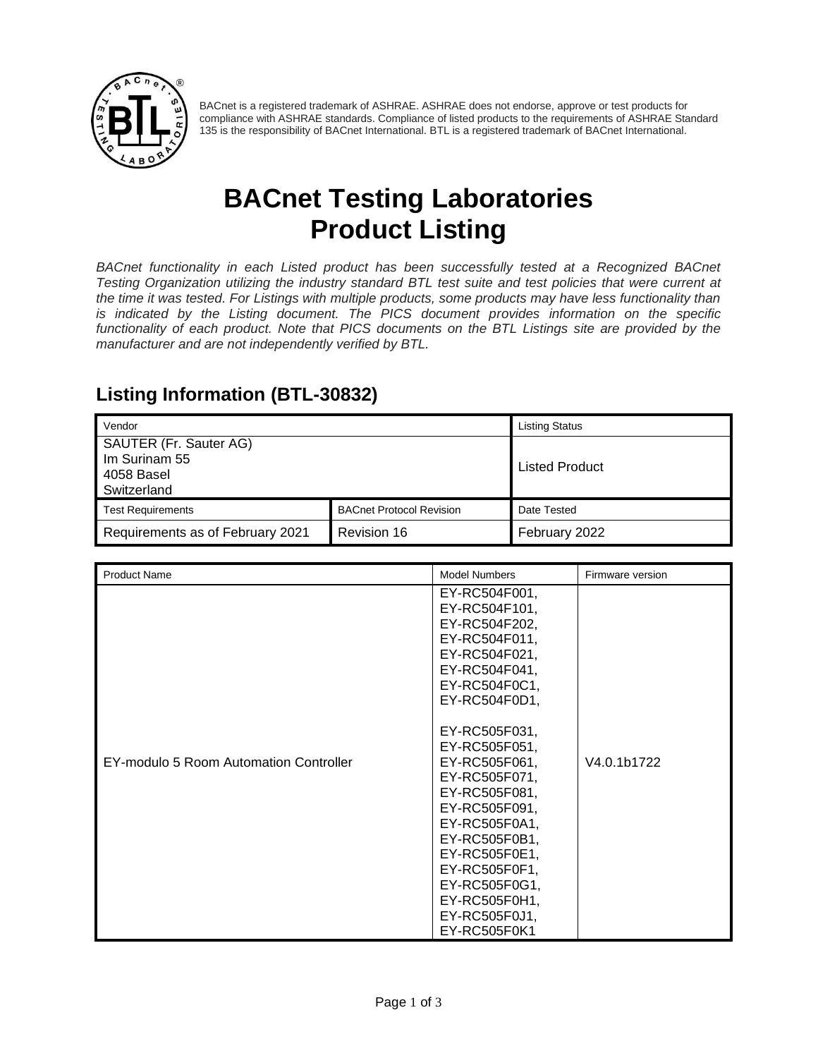BACnet is a registered trademark of ASHRAE. ASHRAE does not endorse, approve or test products for compliance with ASHRAE standards. Compliance of listed products to the requirements of ASHRAE Standard 135 is the responsibility of BACnet International. BTL is a registered trademark of BACnet International.

# BACnet Testing Laboratories Product Listing

*BACnet functionality in each Listed product has been successfully tested at a Recognized BACnet Testing Organization utilizing the industry standard BTL test suite and test policies that were current at the time it was tested. For Listings with multiple products, some products may have less functionality than is indicated by the Listing document. The PICS document provides information on the specific functionality of each product. Note that PICS documents on the BTL Listings site are provided by the manufacturer and are not independently verified by BTL.*

## Listing Information (BTL-30832)

| Vendor | | Listing Status |
|---|---|---|
| SAUTER (Fr. Sauter AG)<br>Im Surinam 55<br>4058 Basel<br>Switzerland | | Listed Product |
| **Test Requirements** | **BACnet Protocol Revision** | **Date Tested** |
| Requirements as of February 2021 | Revision 16 | February 2022 |

| Product Name | Model Numbers | Firmware version |
|---|---|---|
| EY-modulo 5 Room Automation Controller | EY-RC504F001,<br>EY-RC504F101,<br>EY-RC504F202,<br>EY-RC504F011,<br>EY-RC504F021,<br>EY-RC504F041,<br>EY-RC504F0C1,<br>EY-RC504F0D1,<br><br>EY-RC505F031,<br>EY-RC505F051,<br>EY-RC505F061,<br>EY-RC505F071,<br>EY-RC505F081,<br>EY-RC505F091,<br>EY-RC505F0A1,<br>EY-RC505F0B1,<br>EY-RC505F0E1,<br>EY-RC505F0F1,<br>EY-RC505F0G1,<br>EY-RC505F0H1,<br>EY-RC505F0J1,<br>EY-RC505F0K1 | V4.0.1b1722 |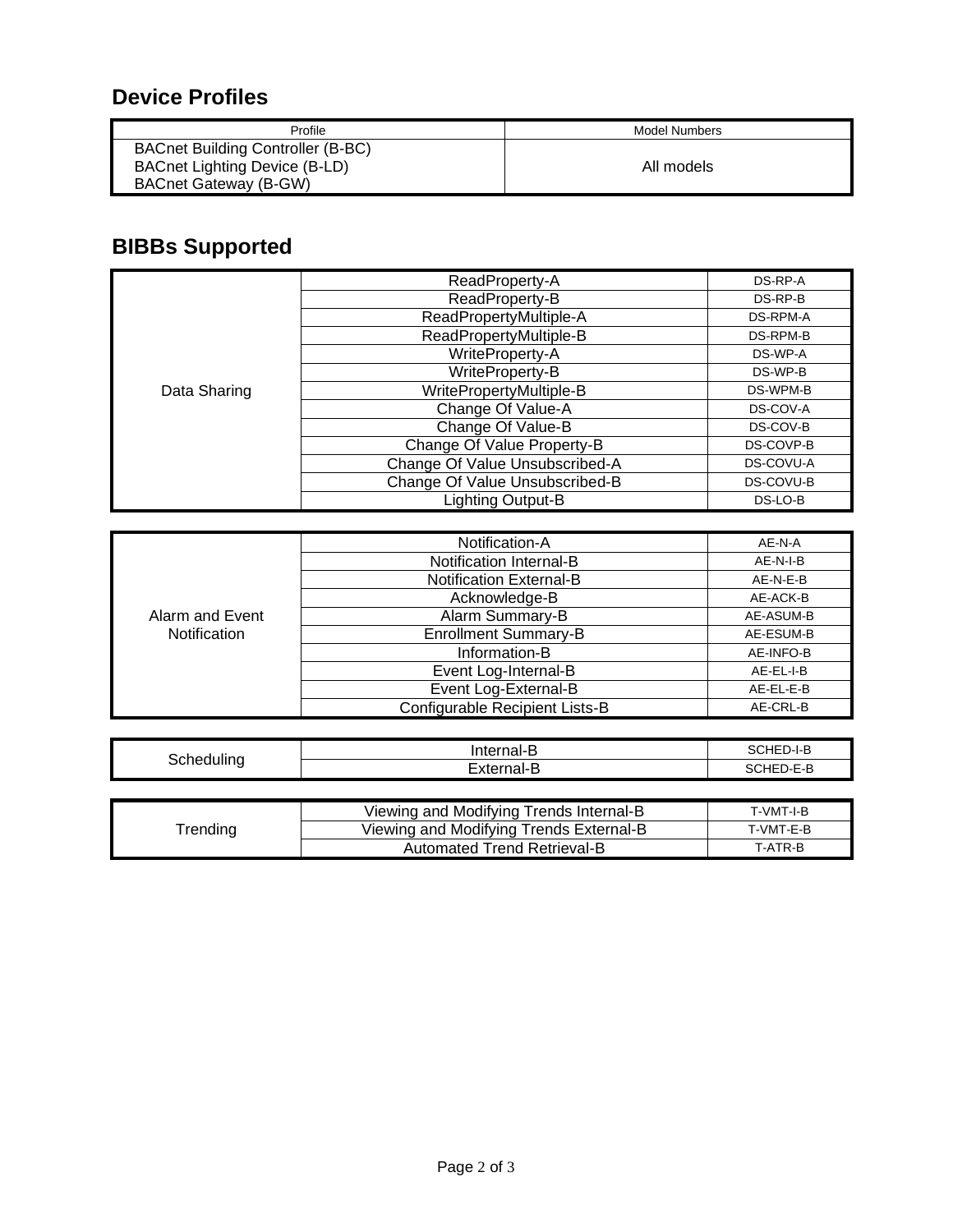## Device Profiles

| Profile | Model Numbers |
| --- | --- |
| BACnet Building Controller (B-BC)<br>BACnet Lighting Device (B-LD)<br>BACnet Gateway (B-GW) | All models |

## BIBBs Supported

| | | |
| --- | --- | --- |
| Data Sharing | ReadProperty-A | DS-RP-A |
| | ReadProperty-B | DS-RP-B |
| | ReadPropertyMultiple-A | DS-RPM-A |
| | ReadPropertyMultiple-B | DS-RPM-B |
| | WriteProperty-A | DS-WP-A |
| | WriteProperty-B | DS-WP-B |
| | WritePropertyMultiple-B | DS-WPM-B |
| | Change Of Value-A | DS-COV-A |
| | Change Of Value-B | DS-COV-B |
| | Change Of Value Property-B | DS-COVP-B |
| | Change Of Value Unsubscribed-A | DS-COVU-A |
| | Change Of Value Unsubscribed-B | DS-COVU-B |
| | Lighting Output-B | DS-LO-B |

| | | |
| --- | --- | --- |
| Alarm and Event Notification | Notification-A | AE-N-A |
| | Notification Internal-B | AE-N-I-B |
| | Notification External-B | AE-N-E-B |
| | Acknowledge-B | AE-ACK-B |
| | Alarm Summary-B | AE-ASUM-B |
| | Enrollment Summary-B | AE-ESUM-B |
| | Information-B | AE-INFO-B |
| | Event Log-Internal-B | AE-EL-I-B |
| | Event Log-External-B | AE-EL-E-B |
| | Configurable Recipient Lists-B | AE-CRL-B |

| | | |
| --- | --- | --- |
| Scheduling | Internal-B | SCHED-I-B |
| | External-B | SCHED-E-B |

| | | |
| --- | --- | --- |
| Trending | Viewing and Modifying Trends Internal-B | T-VMT-I-B |
| | Viewing and Modifying Trends External-B | T-VMT-E-B |
| | Automated Trend Retrieval-B | T-ATR-B |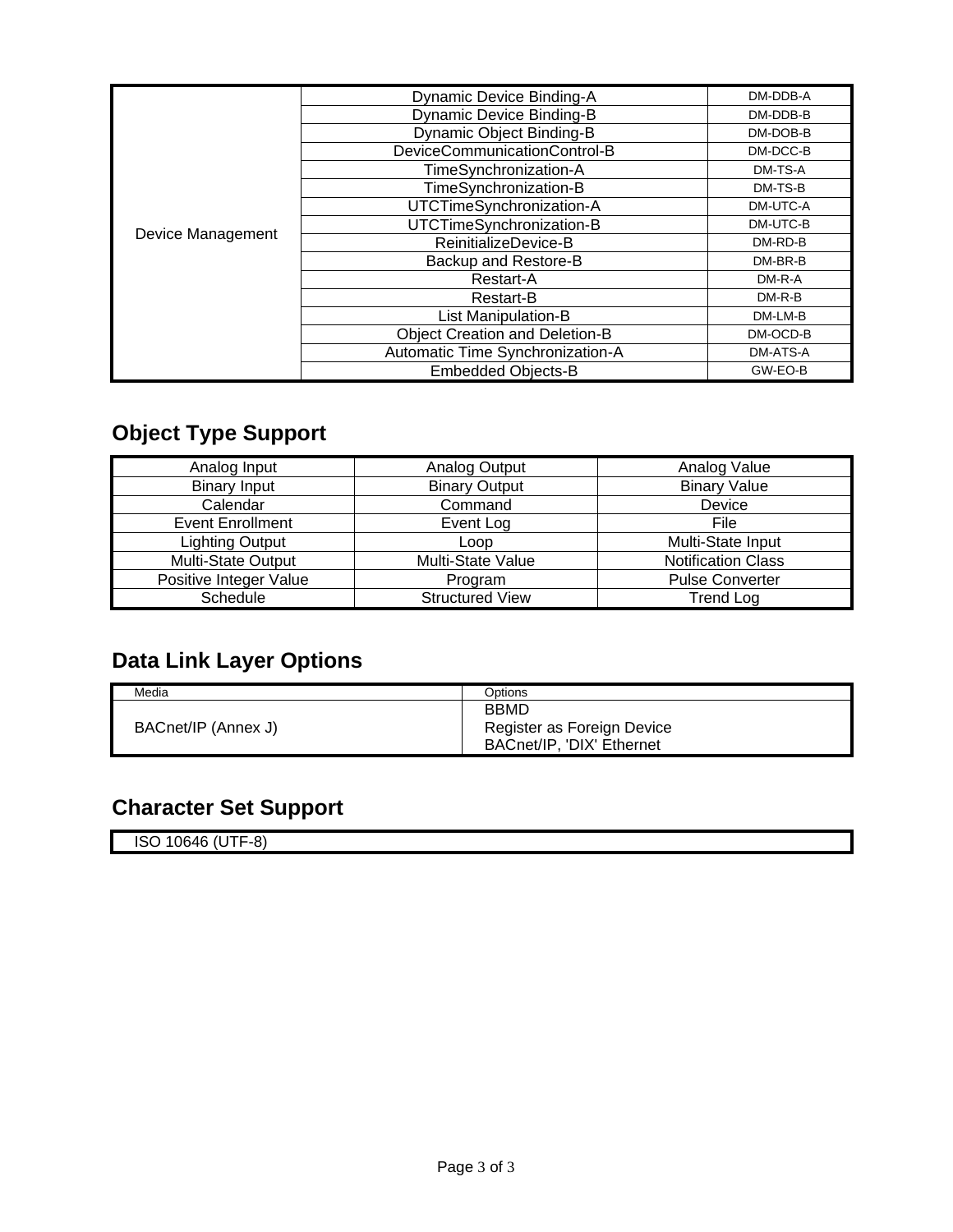| | | |
|---|---|---|
| Device Management | Dynamic Device Binding-A | DM-DDB-A |
| | Dynamic Device Binding-B | DM-DDB-B |
| | Dynamic Object Binding-B | DM-DOB-B |
| | DeviceCommunicationControl-B | DM-DCC-B |
| | TimeSynchronization-A | DM-TS-A |
| | TimeSynchronization-B | DM-TS-B |
| | UTCTimeSynchronization-A | DM-UTC-A |
| | UTCTimeSynchronization-B | DM-UTC-B |
| | ReinitializeDevice-B | DM-RD-B |
| | Backup and Restore-B | DM-BR-B |
| | Restart-A | DM-R-A |
| | Restart-B | DM-R-B |
| | List Manipulation-B | DM-LM-B |
| | Object Creation and Deletion-B | DM-OCD-B |
| | Automatic Time Synchronization-A | DM-ATS-A |
| | Embedded Objects-B | GW-EO-B |

## Object Type Support

| | | |
|---|---|---|
| Analog Input | Analog Output | Analog Value |
| Binary Input | Binary Output | Binary Value |
| Calendar | Command | Device |
| Event Enrollment | Event Log | File |
| Lighting Output | Loop | Multi-State Input |
| Multi-State Output | Multi-State Value | Notification Class |
| Positive Integer Value | Program | Pulse Converter |
| Schedule | Structured View | Trend Log |

## Data Link Layer Options

| Media | Options |
|---|---|
| BACnet/IP (Annex J) | BBMD<br>Register as Foreign Device<br>BACnet/IP, 'DIX' Ethernet |

## Character Set Support

| |
|---|
| ISO 10646 (UTF-8) |